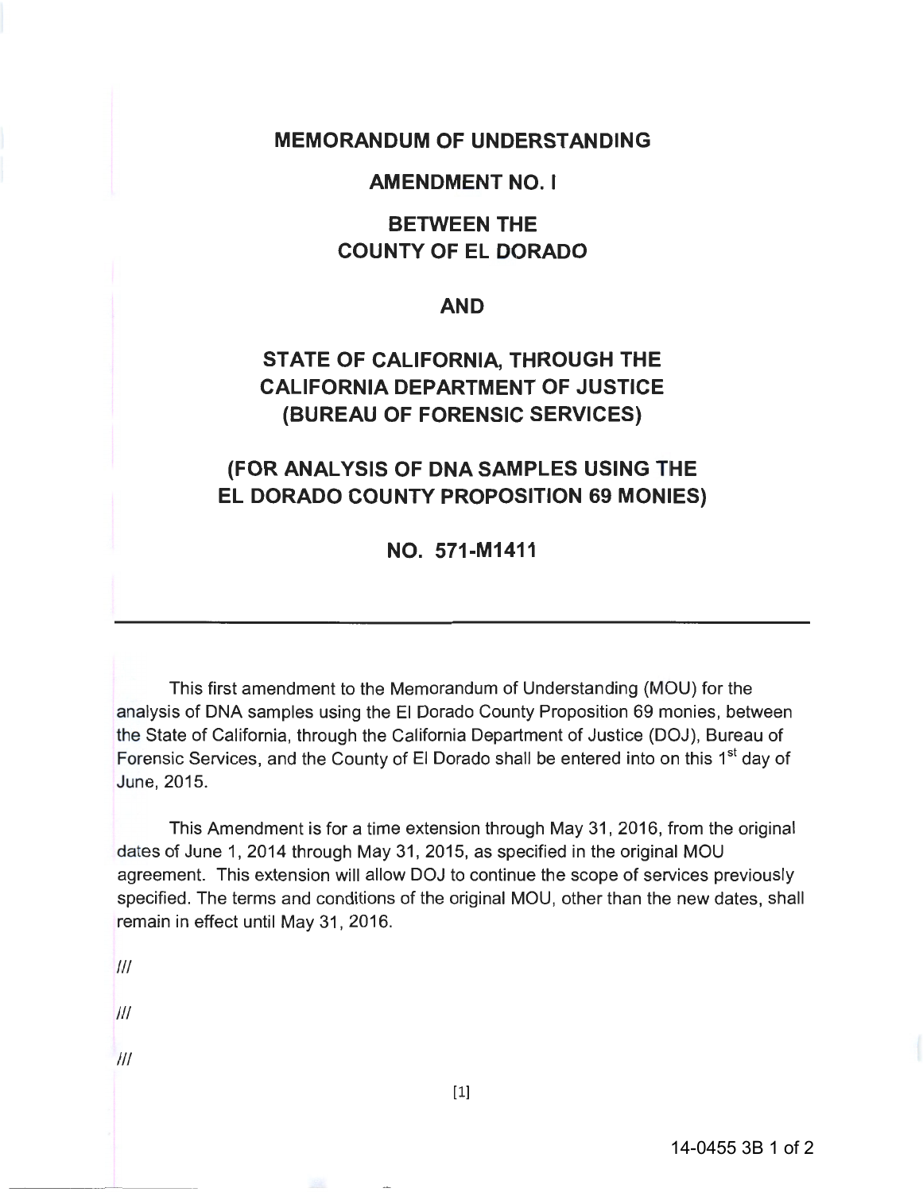# MEMORANDUM OF UNDERSTANDING

## AMENDMENT NO. I

## BETWEEN THE COUNTY OF EL DORADO

## AND

## STATE OF CALIFORNIA, THROUGH THE CALIFORNIA DEPARTMENT OF JUSTICE (BUREAU OF FORENSIC SERVICES)

## (FOR ANALYSIS OF DNA SAMPLES USING THE EL DORADO COUNTY PROPOSITION 69 MONIES)

## NO. 571-M1411

---

This first amendment to the Memorandum of Understanding (MOU) for the analysis of DNA samples using the El Dorado County Proposition 69 monies, between the State of California, through the California Department of Justice (DOJ), Bureau of Forensic Services, and the County of El Dorado shall be entered into on this 1st day of June, 2015.

This Amendment is for a time extension through May 31, 2016, from the original dates of June 1, 2014 through May 31, 2015, as specified in the original MOU agreement. This extension will allow DOJ to continue the scope of services previously specified. The terms and conditions of the original MOU, other than the new dates, shall remain in effect until May 31, 2016.

///

///

///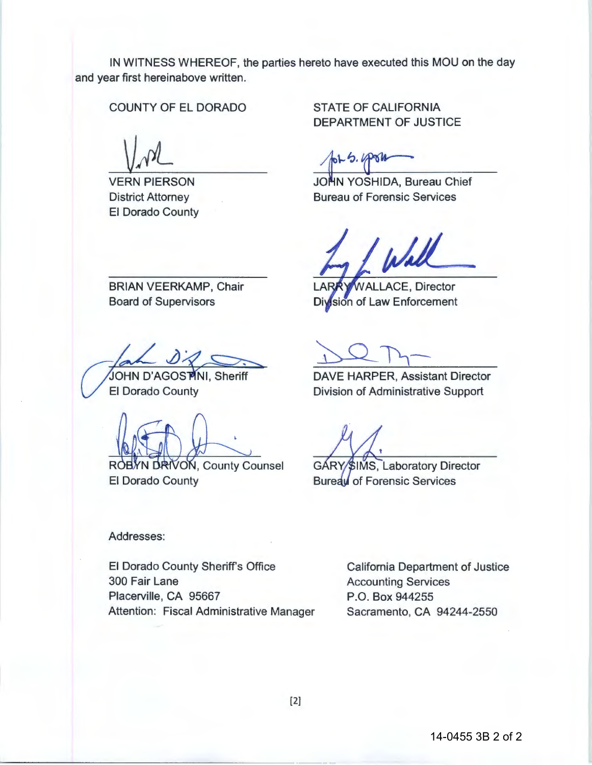IN WITNESS WHEREOF, the parties hereto have executed this MOU on the day and year first hereinabove written.

COUNTY OF EL DORADO

VERN PIERSON
District Attorney
El Dorado County

BRIAN VEERKAMP, Chair
Board of Supervisors

JOHN D'AGOSTINI, Sheriff
El Dorado County

ROBYN DRIVON, County Counsel
El Dorado County

STATE OF CALIFORNIA
DEPARTMENT OF JUSTICE

JOHN YOSHIDA, Bureau Chief
Bureau of Forensic Services

LARRY WALLACE, Director
Division of Law Enforcement

DAVE HARPER, Assistant Director
Division of Administrative Support

GARY SIMS, Laboratory Director
Bureau of Forensic Services

Addresses:

El Dorado County Sheriff's Office
300 Fair Lane
Placerville, CA 95667
Attention: Fiscal Administrative Manager

California Department of Justice
Accounting Services
P.O. Box 944255
Sacramento, CA 94244-2550

14-0455 3B 2 of 2